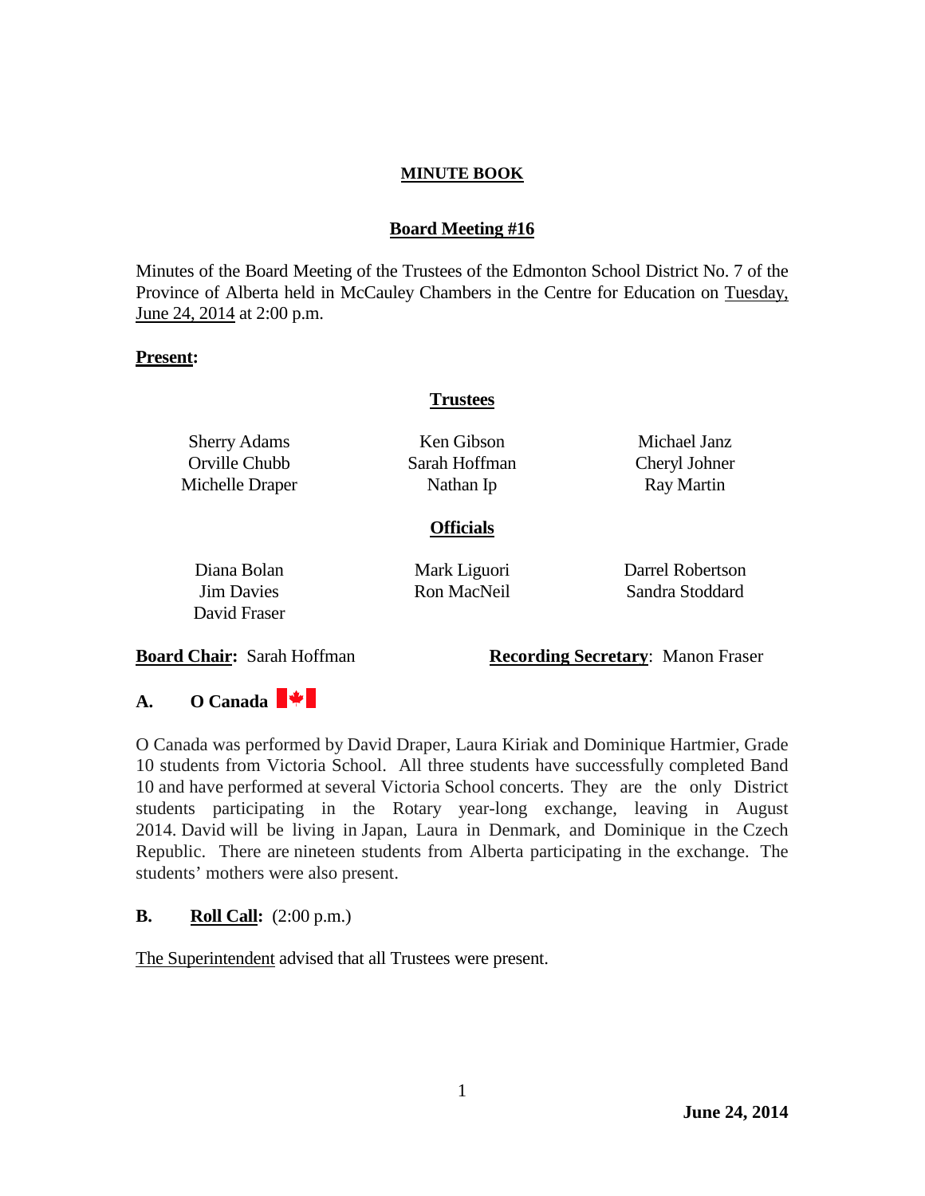**MINUTE BOOK**

**Board Meeting #16**

Minutes of the Board Meeting of the Trustees of the Edmonton School District No. 7 of the Province of Alberta held in McCauley Chambers in the Centre for Education on Tuesday, June 24, 2014 at 2:00 p.m.

**Present:**

**Trustees**

| | | |
|---|---|---|
| Sherry Adams | Ken Gibson | Michael Janz |
| Orville Chubb | Sarah Hoffman | Cheryl Johner |
| Michelle Draper | Nathan Ip | Ray Martin |

**Officials**

| | | |
|---|---|---|
| Diana Bolan | Mark Liguori | Darrel Robertson |
| Jim Davies | Ron MacNeil | Sandra Stoddard |
| David Fraser | | |

**Board Chair:** Sarah Hoffman **Recording Secretary**: Manon Fraser

## A. O Canada

O Canada was performed by David Draper, Laura Kiriak and Dominique Hartmier, Grade 10 students from Victoria School. All three students have successfully completed Band 10 and have performed at several Victoria School concerts. They are the only District students participating in the Rotary year-long exchange, leaving in August 2014. David will be living in Japan, Laura in Denmark, and Dominique in the Czech Republic. There are nineteen students from Alberta participating in the exchange. The students' mothers were also present.

## B. Roll Call: (2:00 p.m.)

The Superintendent advised that all Trustees were present.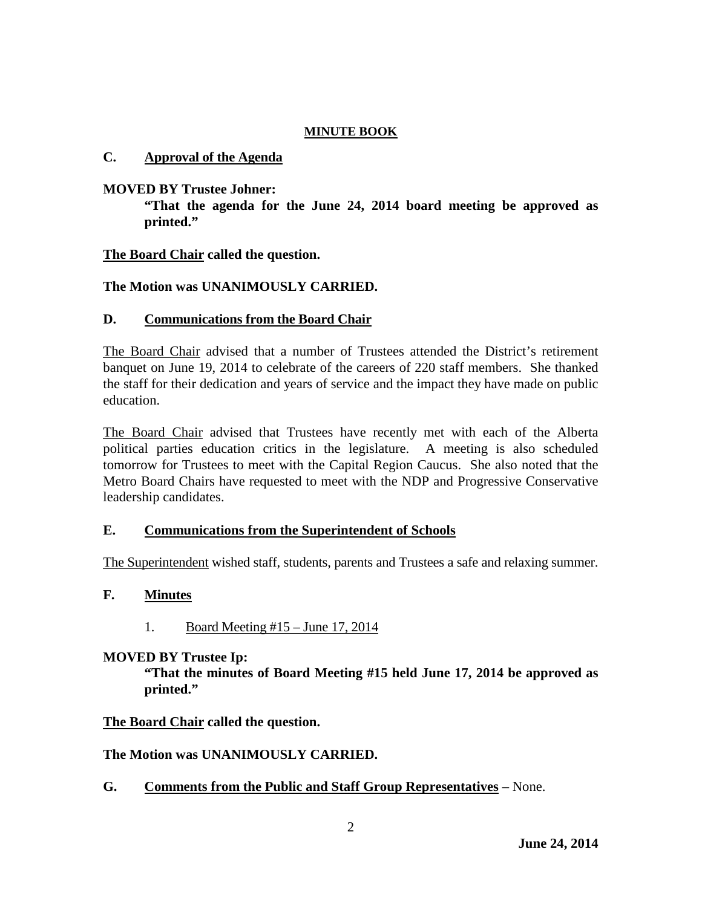**MINUTE BOOK**

## C. Approval of the Agenda

**MOVED BY Trustee Johner:**

> **"That the agenda for the June 24, 2014 board meeting be approved as printed."**

**The Board Chair called the question.**

**The Motion was UNANIMOUSLY CARRIED.**

## D. Communications from the Board Chair

The Board Chair advised that a number of Trustees attended the District's retirement banquet on June 19, 2014 to celebrate of the careers of 220 staff members. She thanked the staff for their dedication and years of service and the impact they have made on public education.

The Board Chair advised that Trustees have recently met with each of the Alberta political parties education critics in the legislature. A meeting is also scheduled tomorrow for Trustees to meet with the Capital Region Caucus. She also noted that the Metro Board Chairs have requested to meet with the NDP and Progressive Conservative leadership candidates.

## E. Communications from the Superintendent of Schools

The Superintendent wished staff, students, parents and Trustees a safe and relaxing summer.

## F. Minutes

1. Board Meeting #15 – June 17, 2014

**MOVED BY Trustee Ip:**

> **"That the minutes of Board Meeting #15 held June 17, 2014 be approved as printed."**

**The Board Chair called the question.**

**The Motion was UNANIMOUSLY CARRIED.**

## G. Comments from the Public and Staff Group Representatives – None.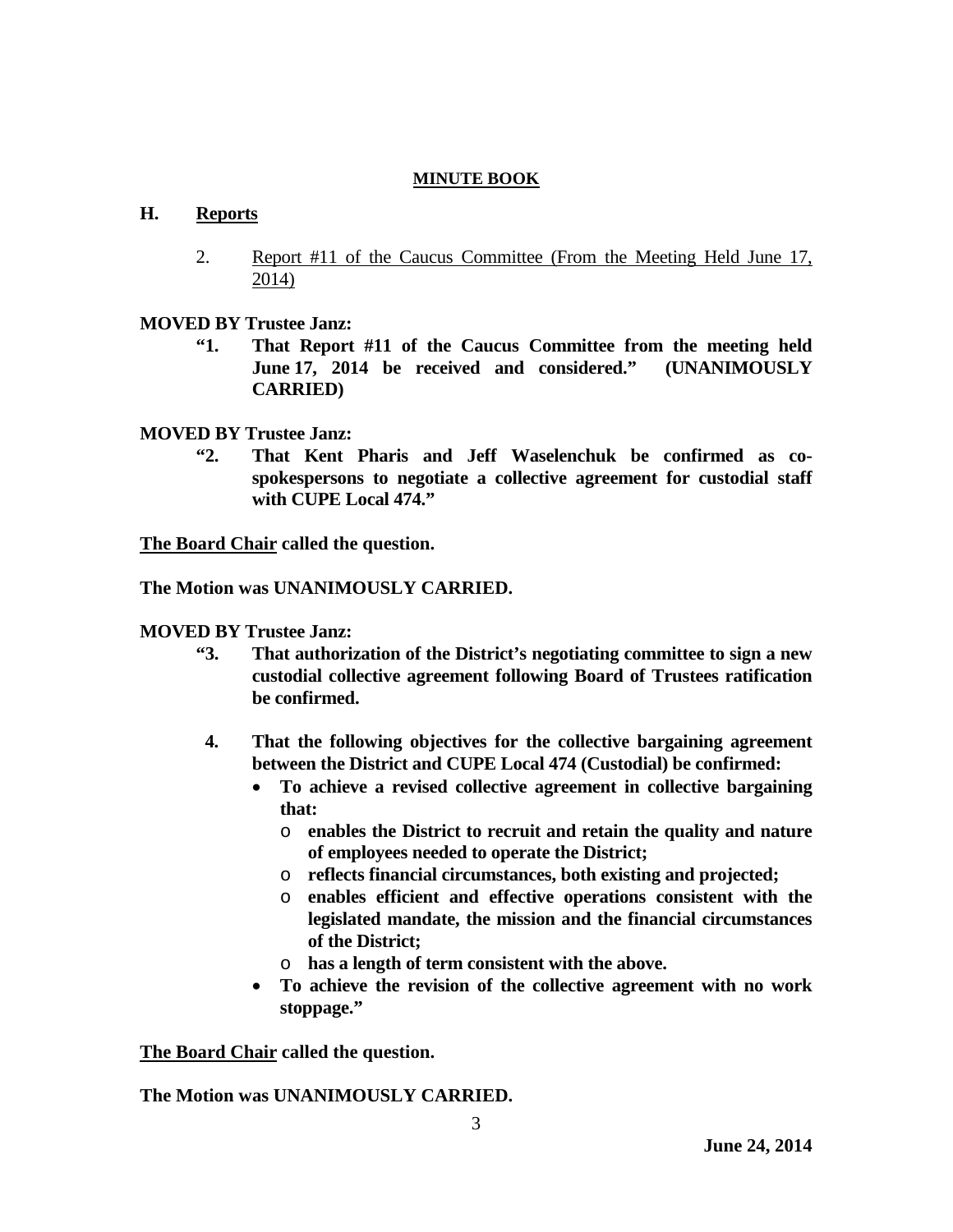**MINUTE BOOK**

## H. Reports

2. Report #11 of the Caucus Committee (From the Meeting Held June 17, 2014)

**MOVED BY Trustee Janz:**

**"1. That Report #11 of the Caucus Committee from the meeting held June 17, 2014 be received and considered." (UNANIMOUSLY CARRIED)**

**MOVED BY Trustee Janz:**

**"2. That Kent Pharis and Jeff Waselenchuk be confirmed as co-spokespersons to negotiate a collective agreement for custodial staff with CUPE Local 474."**

**The Board Chair called the question.**

**The Motion was UNANIMOUSLY CARRIED.**

**MOVED BY Trustee Janz:**

**"3. That authorization of the District's negotiating committee to sign a new custodial collective agreement following Board of Trustees ratification be confirmed.**

**4. That the following objectives for the collective bargaining agreement between the District and CUPE Local 474 (Custodial) be confirmed:**

- **To achieve a revised collective agreement in collective bargaining that:**
  - **enables the District to recruit and retain the quality and nature of employees needed to operate the District;**
  - **reflects financial circumstances, both existing and projected;**
  - **enables efficient and effective operations consistent with the legislated mandate, the mission and the financial circumstances of the District;**
  - **has a length of term consistent with the above.**
- **To achieve the revision of the collective agreement with no work stoppage."**

**The Board Chair called the question.**

**The Motion was UNANIMOUSLY CARRIED.**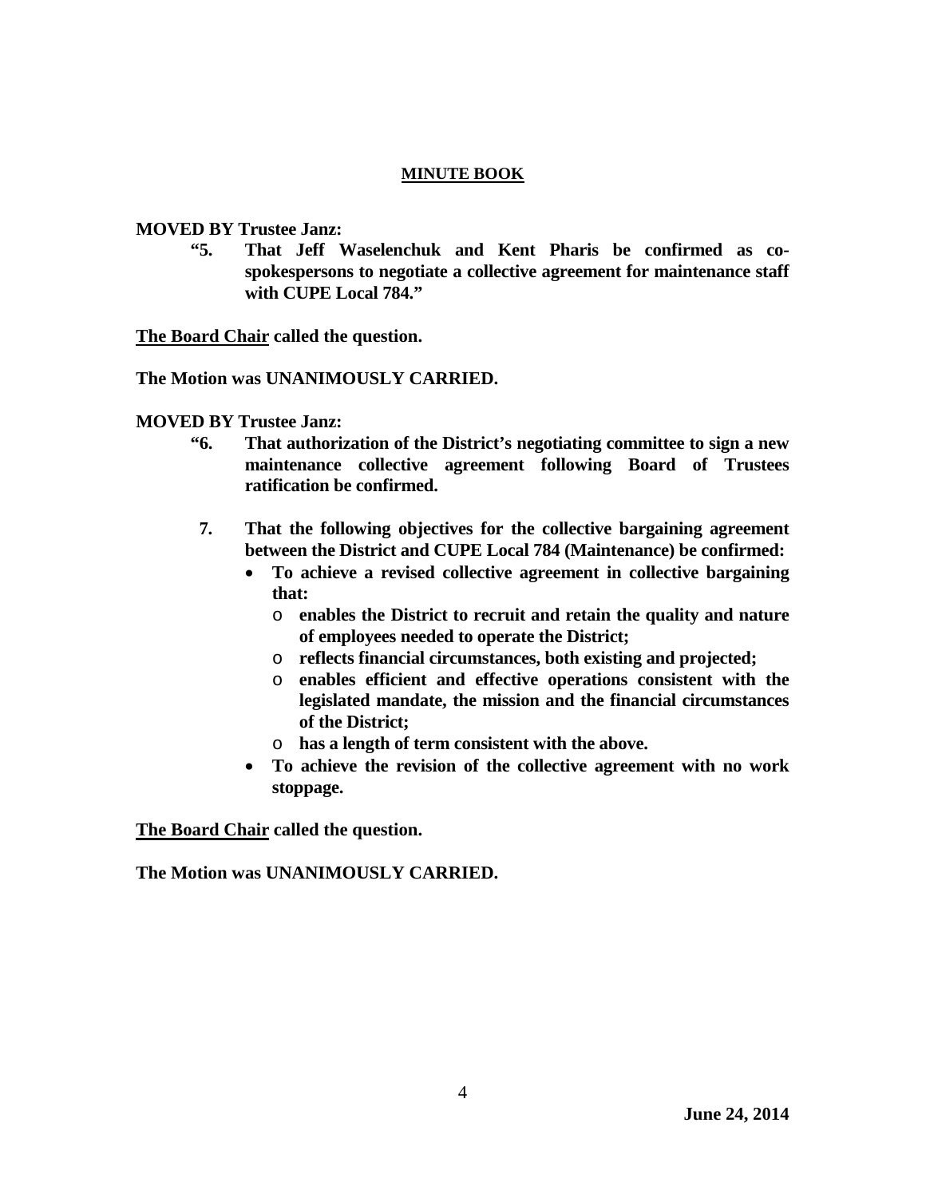**MINUTE BOOK**

**MOVED BY Trustee Janz:**

> **"5. That Jeff Waselenchuk and Kent Pharis be confirmed as co-spokespersons to negotiate a collective agreement for maintenance staff with CUPE Local 784."**

**The Board Chair called the question.**

**The Motion was UNANIMOUSLY CARRIED.**

**MOVED BY Trustee Janz:**

> **"6. That authorization of the District's negotiating committee to sign a new maintenance collective agreement following Board of Trustees ratification be confirmed.**
>
> **7. That the following objectives for the collective bargaining agreement between the District and CUPE Local 784 (Maintenance) be confirmed:**
>
> - **To achieve a revised collective agreement in collective bargaining that:**
>   - **enables the District to recruit and retain the quality and nature of employees needed to operate the District;**
>   - **reflects financial circumstances, both existing and projected;**
>   - **enables efficient and effective operations consistent with the legislated mandate, the mission and the financial circumstances of the District;**
>   - **has a length of term consistent with the above.**
> - **To achieve the revision of the collective agreement with no work stoppage.**

**The Board Chair called the question.**

**The Motion was UNANIMOUSLY CARRIED.**

**June 24, 2014**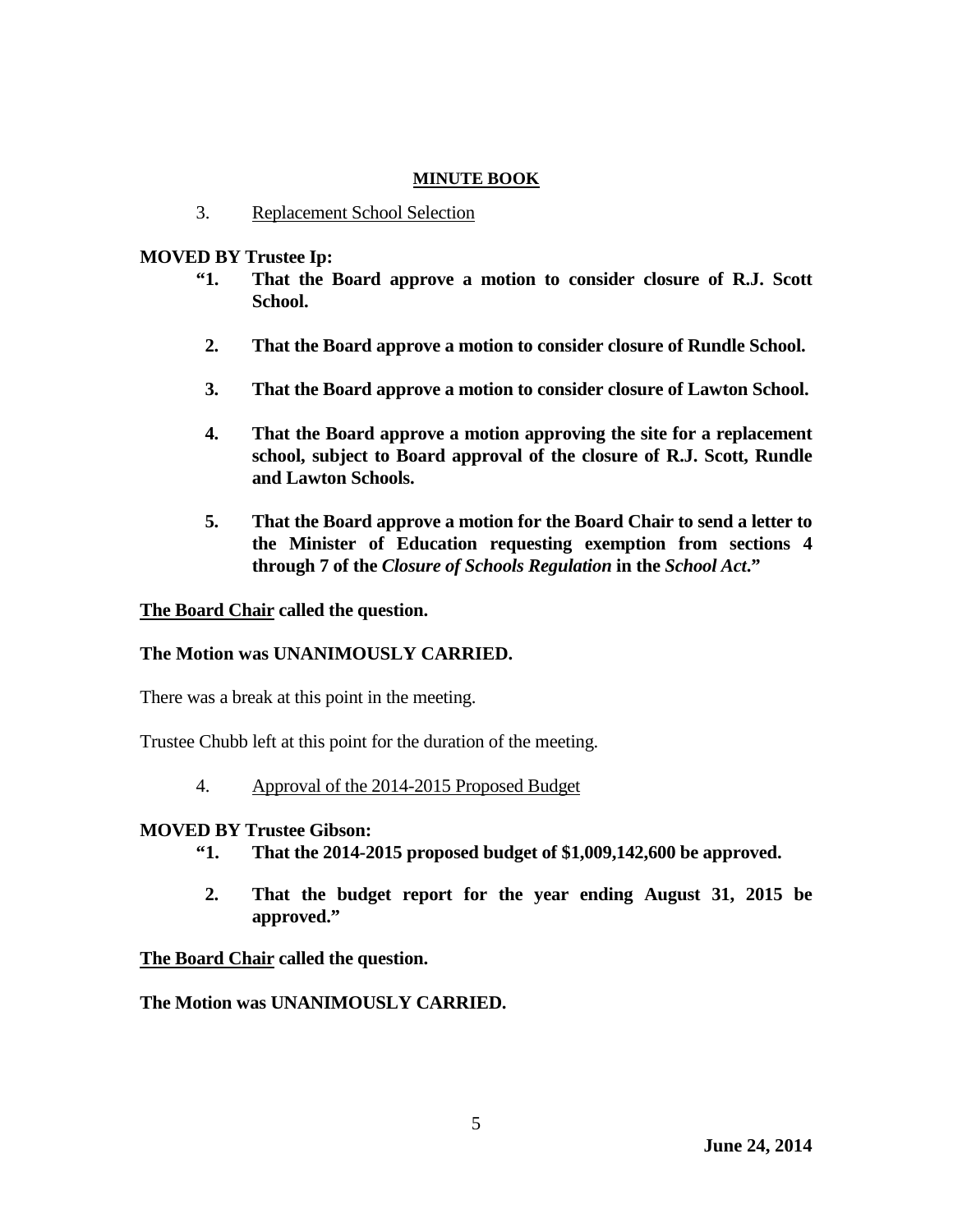**MINUTE BOOK**

3. Replacement School Selection

**MOVED BY Trustee Ip:**

> **"1. That the Board approve a motion to consider closure of R.J. Scott School.**
>
> **2. That the Board approve a motion to consider closure of Rundle School.**
>
> **3. That the Board approve a motion to consider closure of Lawton School.**
>
> **4. That the Board approve a motion approving the site for a replacement school, subject to Board approval of the closure of R.J. Scott, Rundle and Lawton Schools.**
>
> **5. That the Board approve a motion for the Board Chair to send a letter to the Minister of Education requesting exemption from sections 4 through 7 of the *Closure of Schools Regulation* in the *School Act*."**

**The Board Chair called the question.**

**The Motion was UNANIMOUSLY CARRIED.**

There was a break at this point in the meeting.

Trustee Chubb left at this point for the duration of the meeting.

4. Approval of the 2014-2015 Proposed Budget

**MOVED BY Trustee Gibson:**

> **"1. That the 2014-2015 proposed budget of $1,009,142,600 be approved.**
>
> **2. That the budget report for the year ending August 31, 2015 be approved."**

**The Board Chair called the question.**

**The Motion was UNANIMOUSLY CARRIED.**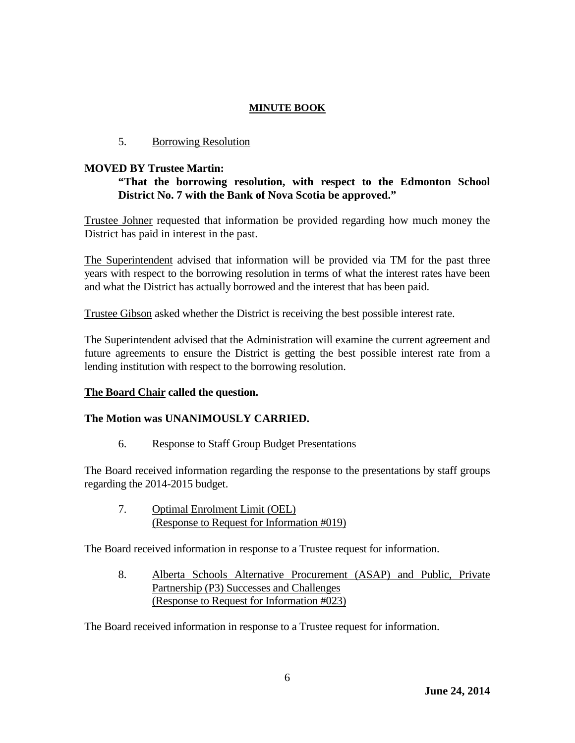**MINUTE BOOK**

5. Borrowing Resolution

**MOVED BY Trustee Martin:**

**"That the borrowing resolution, with respect to the Edmonton School District No. 7 with the Bank of Nova Scotia be approved."**

Trustee Johner requested that information be provided regarding how much money the District has paid in interest in the past.

The Superintendent advised that information will be provided via TM for the past three years with respect to the borrowing resolution in terms of what the interest rates have been and what the District has actually borrowed and the interest that has been paid.

Trustee Gibson asked whether the District is receiving the best possible interest rate.

The Superintendent advised that the Administration will examine the current agreement and future agreements to ensure the District is getting the best possible interest rate from a lending institution with respect to the borrowing resolution.

**The Board Chair called the question.**

**The Motion was UNANIMOUSLY CARRIED.**

6. Response to Staff Group Budget Presentations

The Board received information regarding the response to the presentations by staff groups regarding the 2014-2015 budget.

7. Optimal Enrolment Limit (OEL)
(Response to Request for Information #019)

The Board received information in response to a Trustee request for information.

8. Alberta Schools Alternative Procurement (ASAP) and Public, Private Partnership (P3) Successes and Challenges
(Response to Request for Information #023)

The Board received information in response to a Trustee request for information.

**June 24, 2014**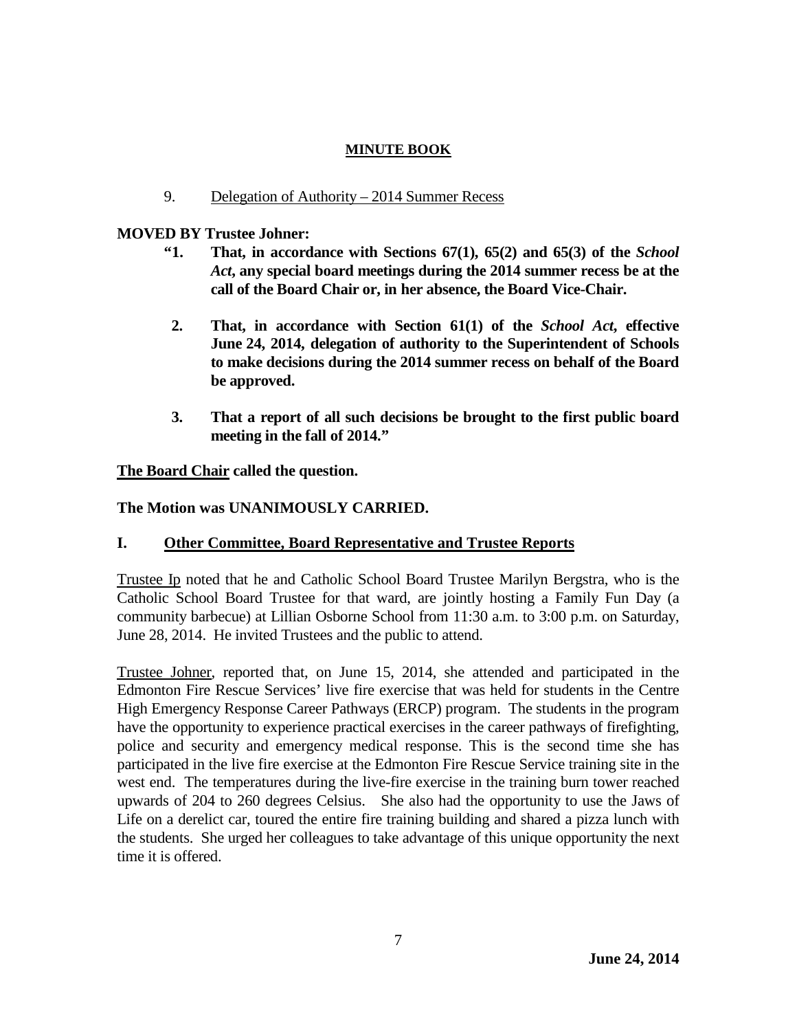**MINUTE BOOK**

9. Delegation of Authority – 2014 Summer Recess

**MOVED BY Trustee Johner:**

**"1. That, in accordance with Sections 67(1), 65(2) and 65(3) of the *School Act*, any special board meetings during the 2014 summer recess be at the call of the Board Chair or, in her absence, the Board Vice-Chair.**

**2. That, in accordance with Section 61(1) of the *School Act*, effective June 24, 2014, delegation of authority to the Superintendent of Schools to make decisions during the 2014 summer recess on behalf of the Board be approved.**

**3. That a report of all such decisions be brought to the first public board meeting in the fall of 2014."**

**The Board Chair called the question.**

**The Motion was UNANIMOUSLY CARRIED.**

## I. Other Committee, Board Representative and Trustee Reports

Trustee Ip noted that he and Catholic School Board Trustee Marilyn Bergstra, who is the Catholic School Board Trustee for that ward, are jointly hosting a Family Fun Day (a community barbecue) at Lillian Osborne School from 11:30 a.m. to 3:00 p.m. on Saturday, June 28, 2014. He invited Trustees and the public to attend.

Trustee Johner, reported that, on June 15, 2014, she attended and participated in the Edmonton Fire Rescue Services' live fire exercise that was held for students in the Centre High Emergency Response Career Pathways (ERCP) program. The students in the program have the opportunity to experience practical exercises in the career pathways of firefighting, police and security and emergency medical response. This is the second time she has participated in the live fire exercise at the Edmonton Fire Rescue Service training site in the west end. The temperatures during the live-fire exercise in the training burn tower reached upwards of 204 to 260 degrees Celsius. She also had the opportunity to use the Jaws of Life on a derelict car, toured the entire fire training building and shared a pizza lunch with the students. She urged her colleagues to take advantage of this unique opportunity the next time it is offered.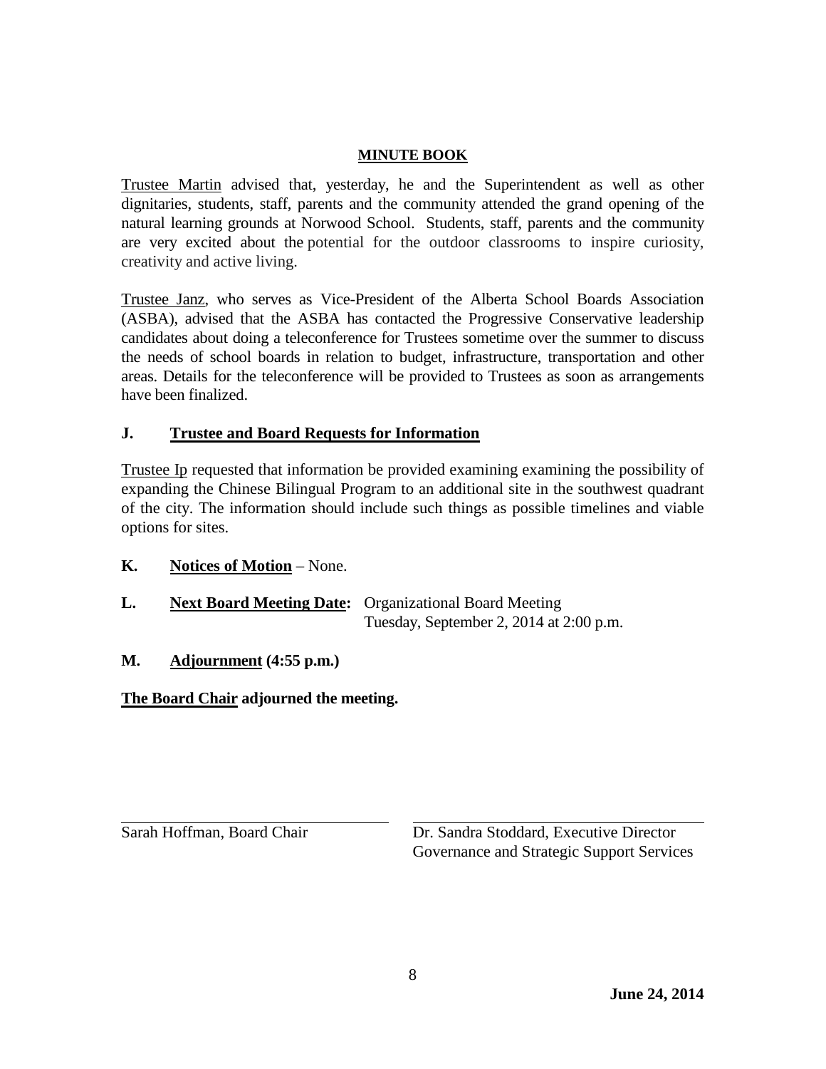**MINUTE BOOK**

Trustee Martin advised that, yesterday, he and the Superintendent as well as other dignitaries, students, staff, parents and the community attended the grand opening of the natural learning grounds at Norwood School. Students, staff, parents and the community are very excited about the potential for the outdoor classrooms to inspire curiosity, creativity and active living.

Trustee Janz, who serves as Vice-President of the Alberta School Boards Association (ASBA), advised that the ASBA has contacted the Progressive Conservative leadership candidates about doing a teleconference for Trustees sometime over the summer to discuss the needs of school boards in relation to budget, infrastructure, transportation and other areas. Details for the teleconference will be provided to Trustees as soon as arrangements have been finalized.

## J. Trustee and Board Requests for Information

Trustee Ip requested that information be provided examining examining the possibility of expanding the Chinese Bilingual Program to an additional site in the southwest quadrant of the city. The information should include such things as possible timelines and viable options for sites.

## K. Notices of Motion – None.

## L. Next Board Meeting Date: Organizational Board Meeting

Tuesday, September 2, 2014 at 2:00 p.m.

## M. Adjournment (4:55 p.m.)

**The Board Chair adjourned the meeting.**

Sarah Hoffman, Board Chair

Dr. Sandra Stoddard, Executive Director
Governance and Strategic Support Services

**June 24, 2014**